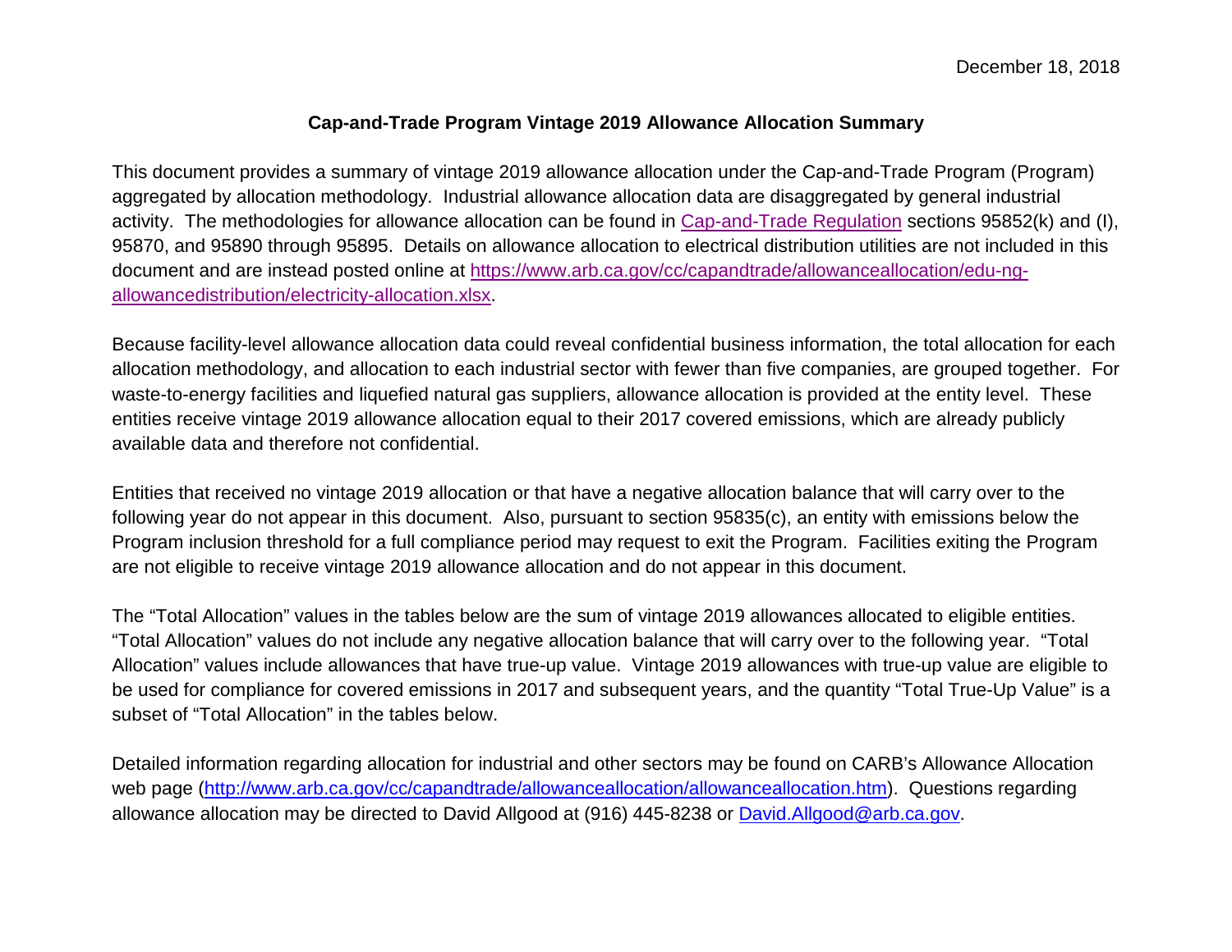December 18, 2018

# Cap-and-Trade Program Vintage 2019 Allowance Allocation Summary

This document provides a summary of vintage 2019 allowance allocation under the Cap-and-Trade Program (Program) aggregated by allocation methodology. Industrial allowance allocation data are disaggregated by general industrial activity. The methodologies for allowance allocation can be found in [Cap-and-Trade Regulation](#) sections 95852(k) and (l), 95870, and 95890 through 95895. Details on allowance allocation to electrical distribution utilities are not included in this document and are instead posted online at [https://www.arb.ca.gov/cc/capandtrade/allowanceallocation/edu-ng-allowancedistribution/electricity-allocation.xlsx](https://www.arb.ca.gov/cc/capandtrade/allowanceallocation/edu-ng-allowancedistribution/electricity-allocation.xlsx).

Because facility-level allowance allocation data could reveal confidential business information, the total allocation for each allocation methodology, and allocation to each industrial sector with fewer than five companies, are grouped together. For waste-to-energy facilities and liquefied natural gas suppliers, allowance allocation is provided at the entity level. These entities receive vintage 2019 allowance allocation equal to their 2017 covered emissions, which are already publicly available data and therefore not confidential.

Entities that received no vintage 2019 allocation or that have a negative allocation balance that will carry over to the following year do not appear in this document. Also, pursuant to section 95835(c), an entity with emissions below the Program inclusion threshold for a full compliance period may request to exit the Program. Facilities exiting the Program are not eligible to receive vintage 2019 allowance allocation and do not appear in this document.

The "Total Allocation" values in the tables below are the sum of vintage 2019 allowances allocated to eligible entities. "Total Allocation" values do not include any negative allocation balance that will carry over to the following year. "Total Allocation" values include allowances that have true-up value. Vintage 2019 allowances with true-up value are eligible to be used for compliance for covered emissions in 2017 and subsequent years, and the quantity "Total True-Up Value" is a subset of "Total Allocation" in the tables below.

Detailed information regarding allocation for industrial and other sectors may be found on CARB's Allowance Allocation web page ([http://www.arb.ca.gov/cc/capandtrade/allowanceallocation/allowanceallocation.htm](http://www.arb.ca.gov/cc/capandtrade/allowanceallocation/allowanceallocation.htm)). Questions regarding allowance allocation may be directed to David Allgood at (916) 445-8238 or [David.Allgood@arb.ca.gov](mailto:David.Allgood@arb.ca.gov).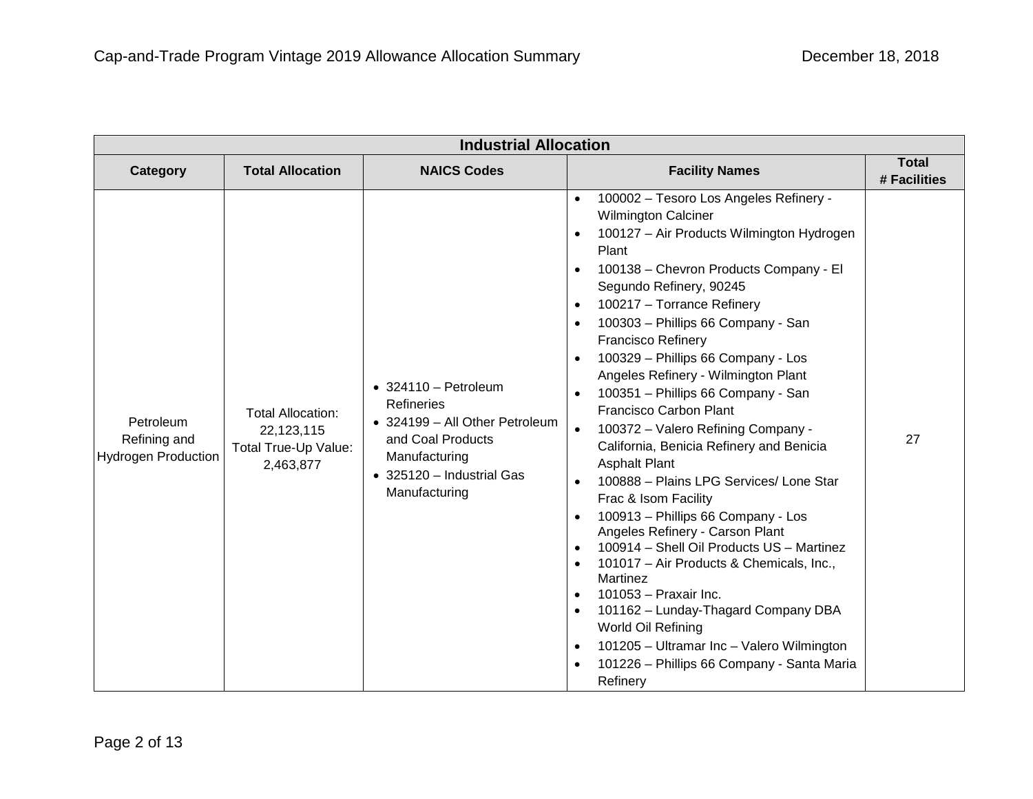| Industrial Allocation | | | | |
|---|---|---|---|---|
| **Category** | **Total Allocation** | **NAICS Codes** | **Facility Names** | **Total # Facilities** |
| Petroleum Refining and Hydrogen Production | Total Allocation: 22,123,115<br>Total True-Up Value: 2,463,877 | • 324110 – Petroleum Refineries<br>• 324199 – All Other Petroleum and Coal Products Manufacturing<br>• 325120 – Industrial Gas Manufacturing | • 100002 – Tesoro Los Angeles Refinery - Wilmington Calciner<br>• 100127 – Air Products Wilmington Hydrogen Plant<br>• 100138 – Chevron Products Company - El Segundo Refinery, 90245<br>• 100217 – Torrance Refinery<br>• 100303 – Phillips 66 Company - San Francisco Refinery<br>• 100329 – Phillips 66 Company - Los Angeles Refinery - Wilmington Plant<br>• 100351 – Phillips 66 Company - San Francisco Carbon Plant<br>• 100372 – Valero Refining Company - California, Benicia Refinery and Benicia Asphalt Plant<br>• 100888 – Plains LPG Services/ Lone Star Frac & Isom Facility<br>• 100913 – Phillips 66 Company - Los Angeles Refinery - Carson Plant<br>• 100914 – Shell Oil Products US – Martinez<br>• 101017 – Air Products & Chemicals, Inc., Martinez<br>• 101053 – Praxair Inc.<br>• 101162 – Lunday-Thagard Company DBA World Oil Refining<br>• 101205 – Ultramar Inc – Valero Wilmington<br>• 101226 – Phillips 66 Company - Santa Maria Refinery | 27 |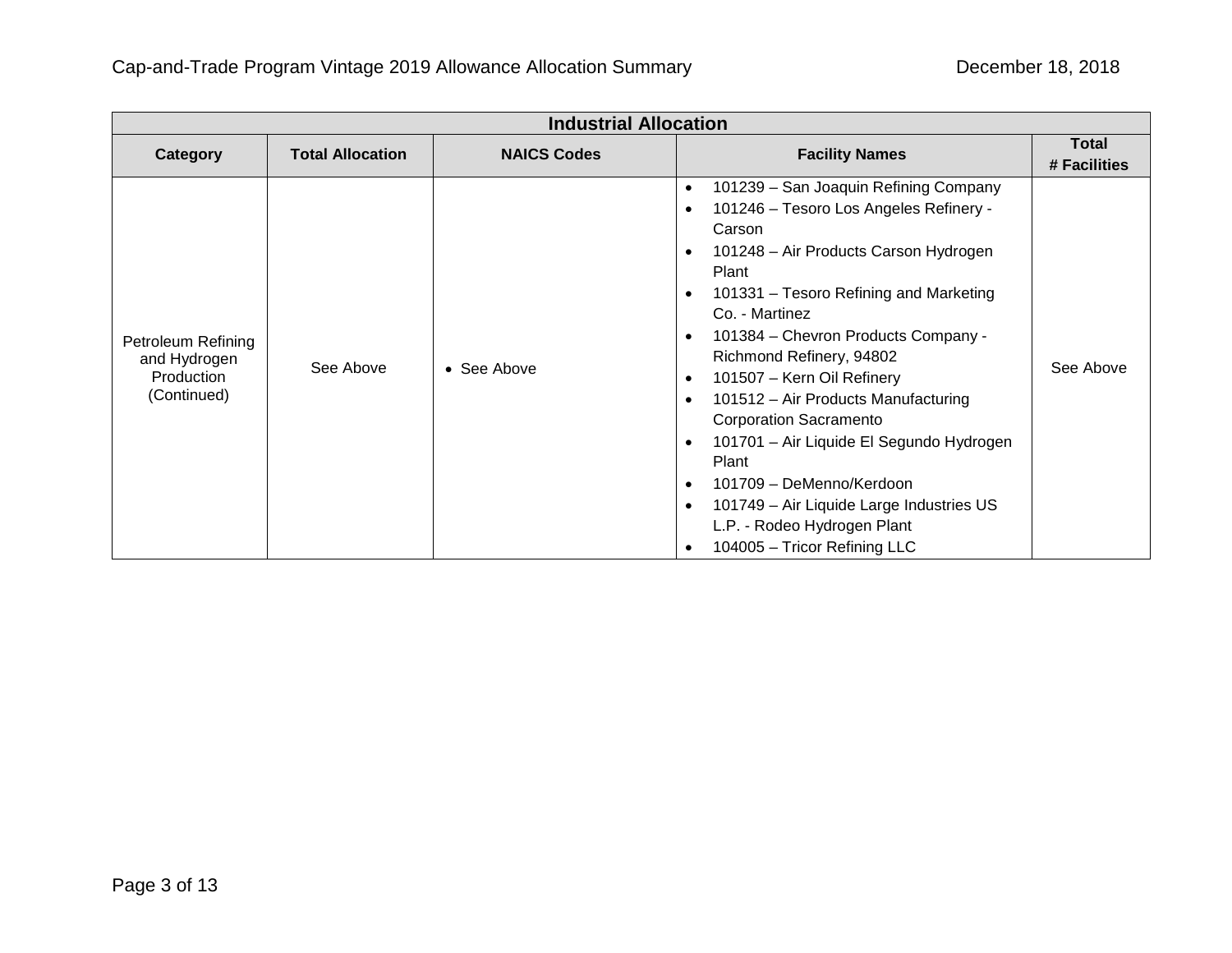| Industrial Allocation | | | | |
|---|---|---|---|---|
| **Category** | **Total Allocation** | **NAICS Codes** | **Facility Names** | **Total # Facilities** |
| Petroleum Refining and Hydrogen Production (Continued) | See Above | • See Above | • 101239 – San Joaquin Refining Company<br>• 101246 – Tesoro Los Angeles Refinery - Carson<br>• 101248 – Air Products Carson Hydrogen Plant<br>• 101331 – Tesoro Refining and Marketing Co. - Martinez<br>• 101384 – Chevron Products Company - Richmond Refinery, 94802<br>• 101507 – Kern Oil Refinery<br>• 101512 – Air Products Manufacturing Corporation Sacramento<br>• 101701 – Air Liquide El Segundo Hydrogen Plant<br>• 101709 – DeMenno/Kerdoon<br>• 101749 – Air Liquide Large Industries US L.P. - Rodeo Hydrogen Plant<br>• 104005 – Tricor Refining LLC | See Above |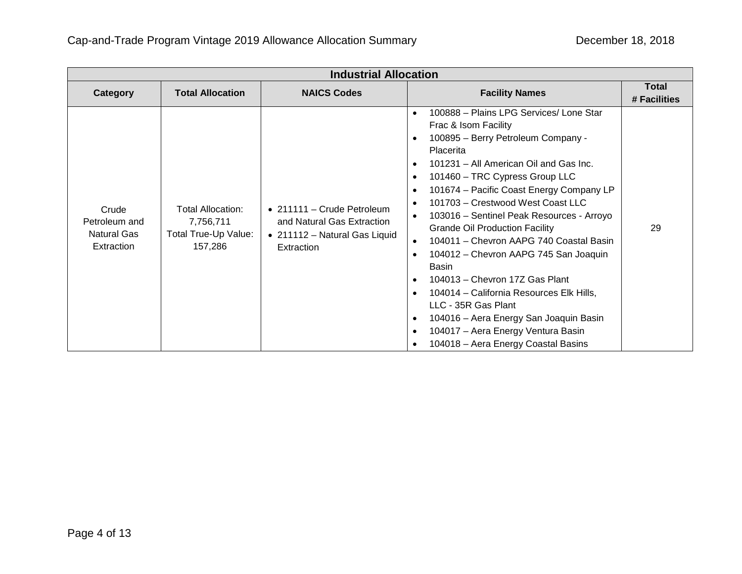| Industrial Allocation | | | | |
|---|---|---|---|---|
| **Category** | **Total Allocation** | **NAICS Codes** | **Facility Names** | **Total # Facilities** |
| Crude Petroleum and Natural Gas Extraction | Total Allocation: 7,756,711<br>Total True-Up Value: 157,286 | • 211111 – Crude Petroleum and Natural Gas Extraction<br>• 211112 – Natural Gas Liquid Extraction | • 100888 – Plains LPG Services/ Lone Star Frac & Isom Facility<br>• 100895 – Berry Petroleum Company - Placerita<br>• 101231 – All American Oil and Gas Inc.<br>• 101460 – TRC Cypress Group LLC<br>• 101674 – Pacific Coast Energy Company LP<br>• 101703 – Crestwood West Coast LLC<br>• 103016 – Sentinel Peak Resources - Arroyo Grande Oil Production Facility<br>• 104011 – Chevron AAPG 740 Coastal Basin<br>• 104012 – Chevron AAPG 745 San Joaquin Basin<br>• 104013 – Chevron 17Z Gas Plant<br>• 104014 – California Resources Elk Hills, LLC - 35R Gas Plant<br>• 104016 – Aera Energy San Joaquin Basin<br>• 104017 – Aera Energy Ventura Basin<br>• 104018 – Aera Energy Coastal Basins | 29 |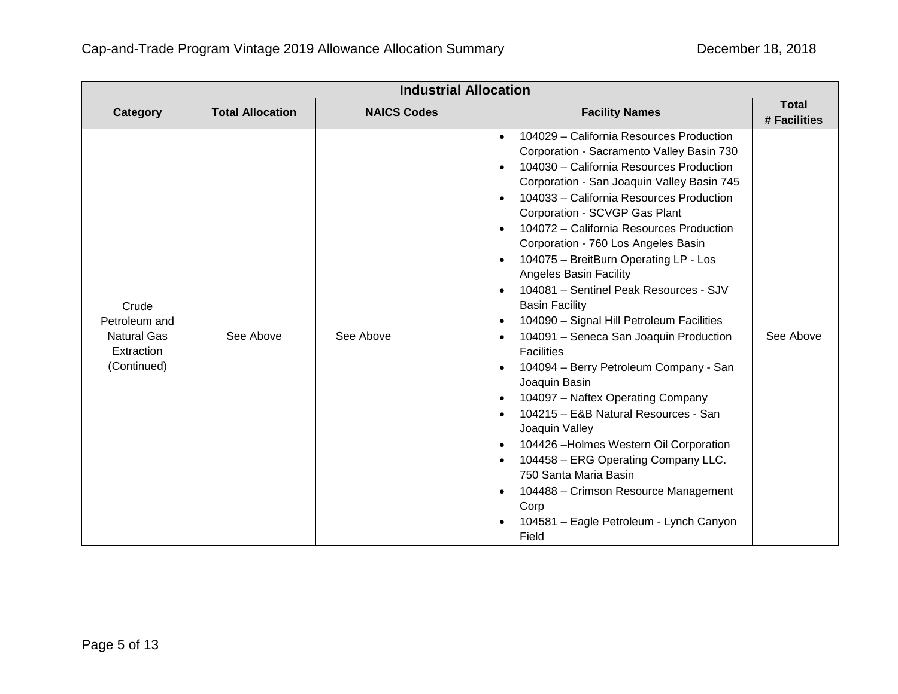| Industrial Allocation | | | | |
|---|---|---|---|---|
| **Category** | **Total Allocation** | **NAICS Codes** | **Facility Names** | **Total # Facilities** |
| Crude Petroleum and Natural Gas Extraction (Continued) | See Above | See Above | • 104029 – California Resources Production Corporation - Sacramento Valley Basin 730<br>• 104030 – California Resources Production Corporation - San Joaquin Valley Basin 745<br>• 104033 – California Resources Production Corporation - SCVGP Gas Plant<br>• 104072 – California Resources Production Corporation - 760 Los Angeles Basin<br>• 104075 – BreitBurn Operating LP - Los Angeles Basin Facility<br>• 104081 – Sentinel Peak Resources - SJV Basin Facility<br>• 104090 – Signal Hill Petroleum Facilities<br>• 104091 – Seneca San Joaquin Production Facilities<br>• 104094 – Berry Petroleum Company - San Joaquin Basin<br>• 104097 – Naftex Operating Company<br>• 104215 – E&B Natural Resources - San Joaquin Valley<br>• 104426 –Holmes Western Oil Corporation<br>• 104458 – ERG Operating Company LLC. 750 Santa Maria Basin<br>• 104488 – Crimson Resource Management Corp<br>• 104581 – Eagle Petroleum - Lynch Canyon Field | See Above |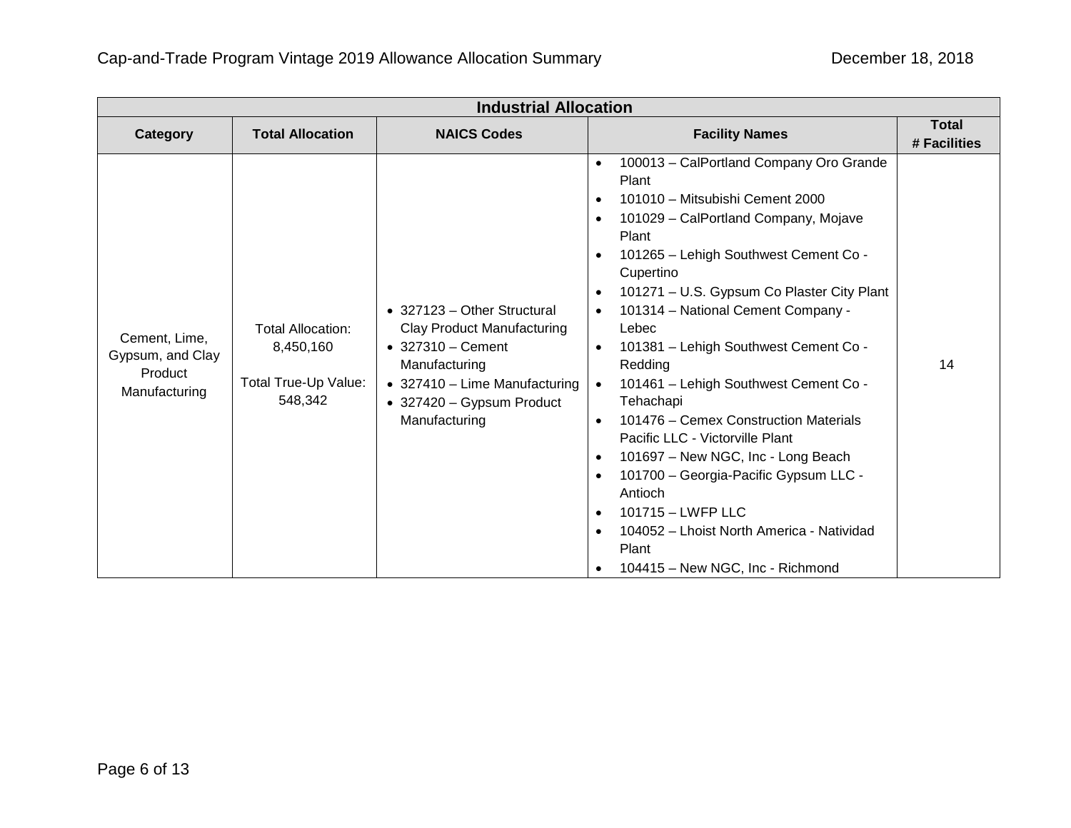| Industrial Allocation | | | | |
|---|---|---|---|---|
| **Category** | **Total Allocation** | **NAICS Codes** | **Facility Names** | **Total # Facilities** |
| Cement, Lime, Gypsum, and Clay Product Manufacturing | Total Allocation: 8,450,160<br><br>Total True-Up Value: 548,342 | • 327123 – Other Structural Clay Product Manufacturing<br>• 327310 – Cement Manufacturing<br>• 327410 – Lime Manufacturing<br>• 327420 – Gypsum Product Manufacturing | • 100013 – CalPortland Company Oro Grande Plant<br>• 101010 – Mitsubishi Cement 2000<br>• 101029 – CalPortland Company, Mojave Plant<br>• 101265 – Lehigh Southwest Cement Co - Cupertino<br>• 101271 – U.S. Gypsum Co Plaster City Plant<br>• 101314 – National Cement Company - Lebec<br>• 101381 – Lehigh Southwest Cement Co - Redding<br>• 101461 – Lehigh Southwest Cement Co - Tehachapi<br>• 101476 – Cemex Construction Materials Pacific LLC - Victorville Plant<br>• 101697 – New NGC, Inc - Long Beach<br>• 101700 – Georgia-Pacific Gypsum LLC - Antioch<br>• 101715 – LWFP LLC<br>• 104052 – Lhoist North America - Natividad Plant<br>• 104415 – New NGC, Inc - Richmond | 14 |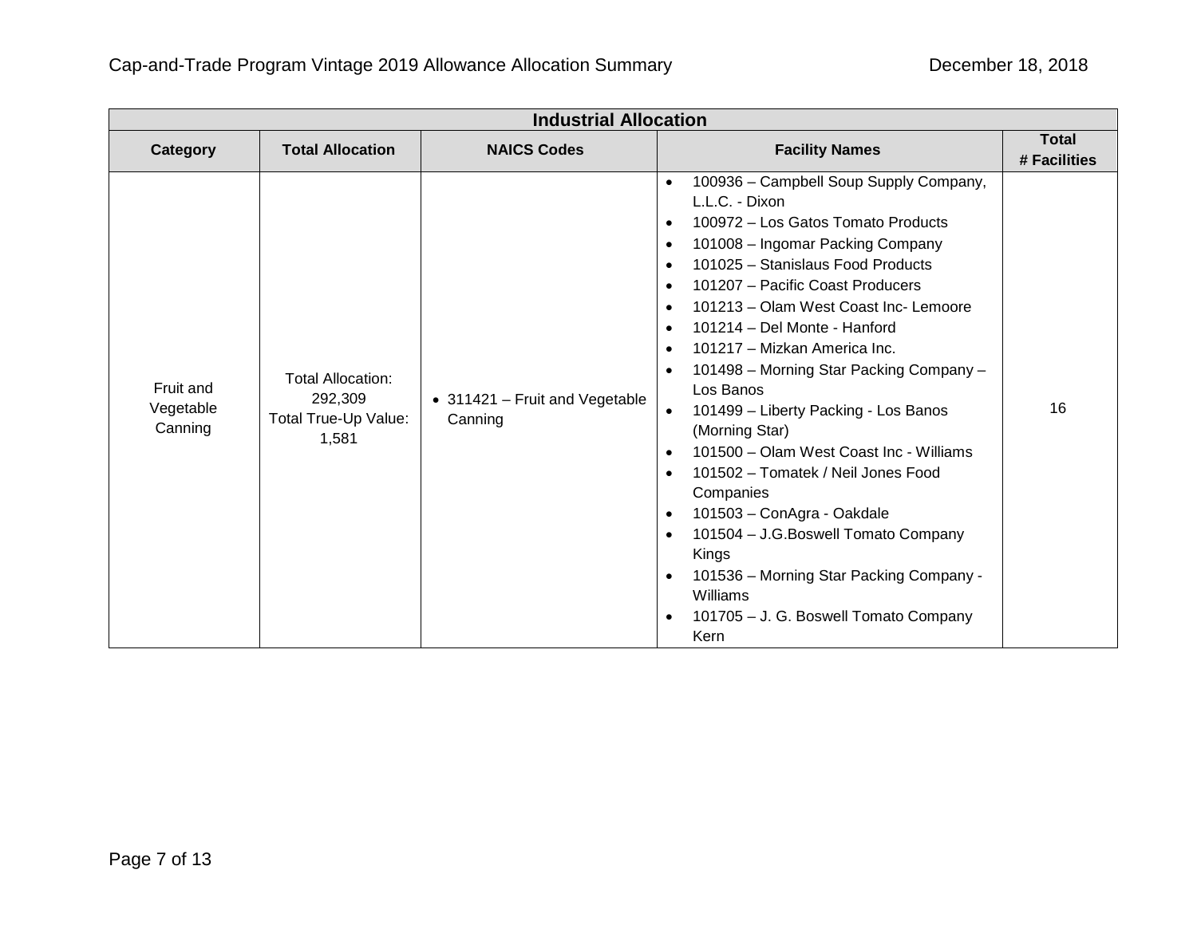| Industrial Allocation | | | | |
|---|---|---|---|---|
| **Category** | **Total Allocation** | **NAICS Codes** | **Facility Names** | **Total # Facilities** |
| Fruit and Vegetable Canning | Total Allocation: 292,309<br>Total True-Up Value: 1,581 | • 311421 – Fruit and Vegetable Canning | • 100936 – Campbell Soup Supply Company, L.L.C. - Dixon<br>• 100972 – Los Gatos Tomato Products<br>• 101008 – Ingomar Packing Company<br>• 101025 – Stanislaus Food Products<br>• 101207 – Pacific Coast Producers<br>• 101213 – Olam West Coast Inc- Lemoore<br>• 101214 – Del Monte - Hanford<br>• 101217 – Mizkan America Inc.<br>• 101498 – Morning Star Packing Company – Los Banos<br>• 101499 – Liberty Packing - Los Banos (Morning Star)<br>• 101500 – Olam West Coast Inc - Williams<br>• 101502 – Tomatek / Neil Jones Food Companies<br>• 101503 – ConAgra - Oakdale<br>• 101504 – J.G.Boswell Tomato Company Kings<br>• 101536 – Morning Star Packing Company - Williams<br>• 101705 – J. G. Boswell Tomato Company Kern | 16 |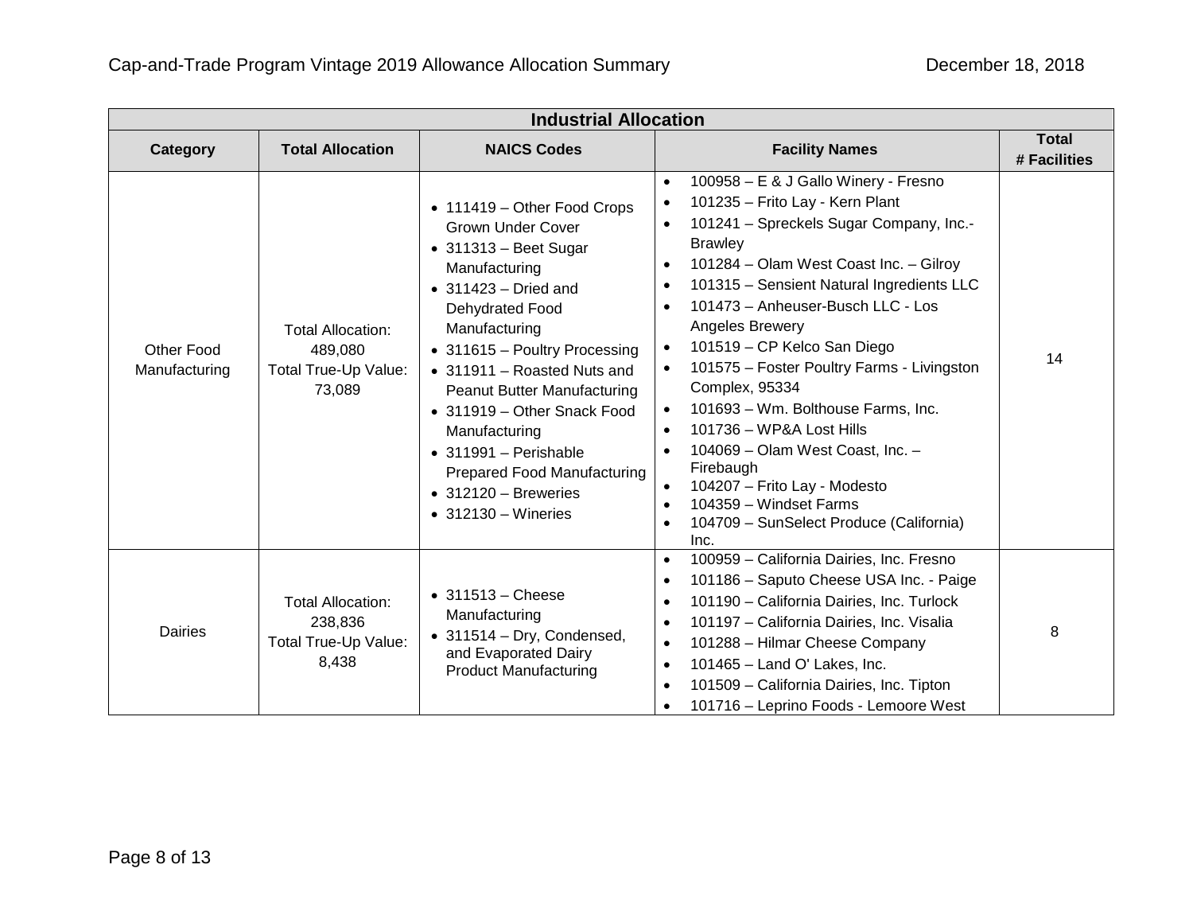| Industrial Allocation | | | | |
|---|---|---|---|---|
| **Category** | **Total Allocation** | **NAICS Codes** | **Facility Names** | **Total # Facilities** |
| Other Food Manufacturing | Total Allocation: 489,080<br>Total True-Up Value: 73,089 | • 111419 – Other Food Crops Grown Under Cover<br>• 311313 – Beet Sugar Manufacturing<br>• 311423 – Dried and Dehydrated Food Manufacturing<br>• 311615 – Poultry Processing<br>• 311911 – Roasted Nuts and Peanut Butter Manufacturing<br>• 311919 – Other Snack Food Manufacturing<br>• 311991 – Perishable Prepared Food Manufacturing<br>• 312120 – Breweries<br>• 312130 – Wineries | • 100958 – E & J Gallo Winery - Fresno<br>• 101235 – Frito Lay - Kern Plant<br>• 101241 – Spreckels Sugar Company, Inc.- Brawley<br>• 101284 – Olam West Coast Inc. – Gilroy<br>• 101315 – Sensient Natural Ingredients LLC<br>• 101473 – Anheuser-Busch LLC - Los Angeles Brewery<br>• 101519 – CP Kelco San Diego<br>• 101575 – Foster Poultry Farms - Livingston Complex, 95334<br>• 101693 – Wm. Bolthouse Farms, Inc.<br>• 101736 – WP&A Lost Hills<br>• 104069 – Olam West Coast, Inc. – Firebaugh<br>• 104207 – Frito Lay - Modesto<br>• 104359 – Windset Farms<br>• 104709 – SunSelect Produce (California) Inc. | 14 |
| Dairies | Total Allocation: 238,836<br>Total True-Up Value: 8,438 | • 311513 – Cheese Manufacturing<br>• 311514 – Dry, Condensed, and Evaporated Dairy Product Manufacturing | • 100959 – California Dairies, Inc. Fresno<br>• 101186 – Saputo Cheese USA Inc. - Paige<br>• 101190 – California Dairies, Inc. Turlock<br>• 101197 – California Dairies, Inc. Visalia<br>• 101288 – Hilmar Cheese Company<br>• 101465 – Land O' Lakes, Inc.<br>• 101509 – California Dairies, Inc. Tipton<br>• 101716 – Leprino Foods - Lemoore West | 8 |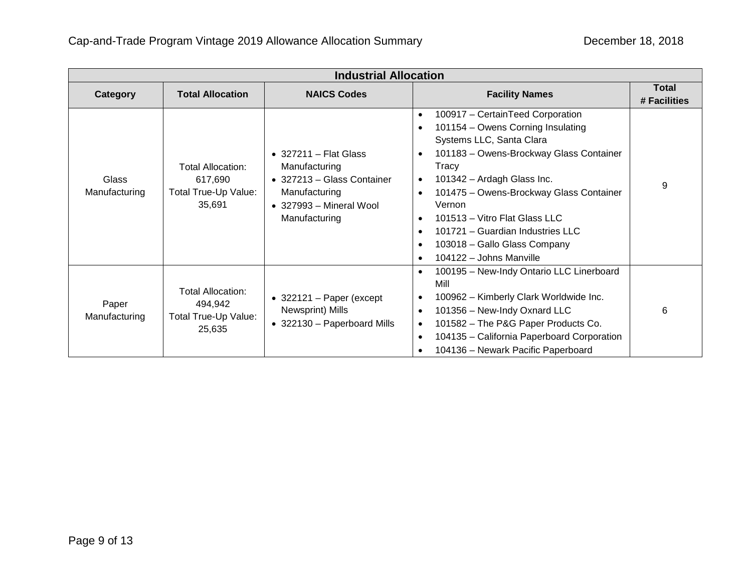| Industrial Allocation | | | | |
|---|---|---|---|---|
| **Category** | **Total Allocation** | **NAICS Codes** | **Facility Names** | **Total # Facilities** |
| Glass Manufacturing | Total Allocation: 617,690<br>Total True-Up Value: 35,691 | • 327211 – Flat Glass Manufacturing<br>• 327213 – Glass Container Manufacturing<br>• 327993 – Mineral Wool Manufacturing | • 100917 – CertainTeed Corporation<br>• 101154 – Owens Corning Insulating Systems LLC, Santa Clara<br>• 101183 – Owens-Brockway Glass Container Tracy<br>• 101342 – Ardagh Glass Inc.<br>• 101475 – Owens-Brockway Glass Container Vernon<br>• 101513 – Vitro Flat Glass LLC<br>• 101721 – Guardian Industries LLC<br>• 103018 – Gallo Glass Company<br>• 104122 – Johns Manville | 9 |
| Paper Manufacturing | Total Allocation: 494,942<br>Total True-Up Value: 25,635 | • 322121 – Paper (except Newsprint) Mills<br>• 322130 – Paperboard Mills | • 100195 – New-Indy Ontario LLC Linerboard Mill<br>• 100962 – Kimberly Clark Worldwide Inc.<br>• 101356 – New-Indy Oxnard LLC<br>• 101582 – The P&G Paper Products Co.<br>• 104135 – California Paperboard Corporation<br>• 104136 – Newark Pacific Paperboard | 6 |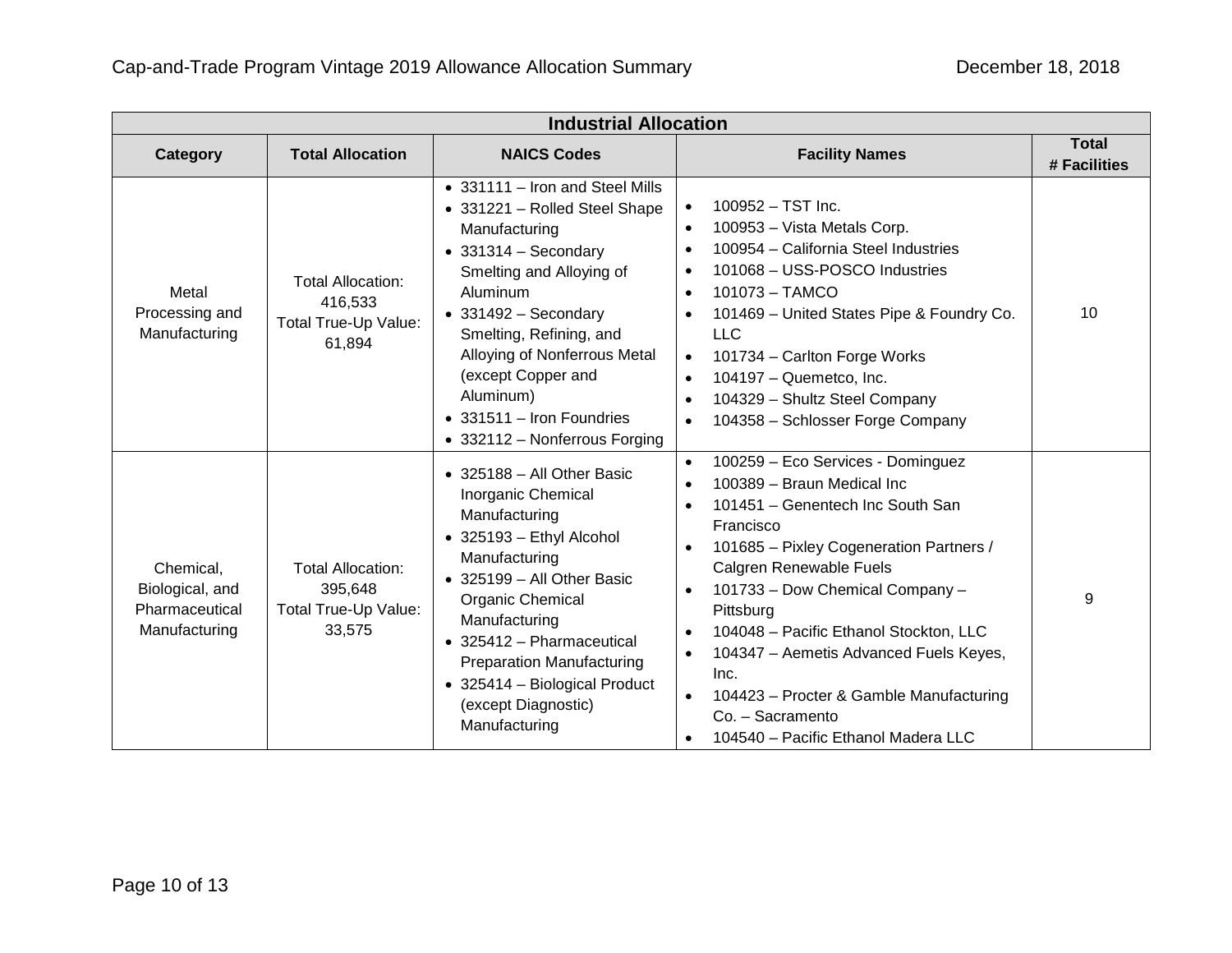| Industrial Allocation | | | | |
|---|---|---|---|---|
| **Category** | **Total Allocation** | **NAICS Codes** | **Facility Names** | **Total # Facilities** |
| Metal Processing and Manufacturing | Total Allocation: 416,533<br>Total True-Up Value: 61,894 | • 331111 – Iron and Steel Mills<br>• 331221 – Rolled Steel Shape Manufacturing<br>• 331314 – Secondary Smelting and Alloying of Aluminum<br>• 331492 – Secondary Smelting, Refining, and Alloying of Nonferrous Metal (except Copper and Aluminum)<br>• 331511 – Iron Foundries<br>• 332112 – Nonferrous Forging | • 100952 – TST Inc.<br>• 100953 – Vista Metals Corp.<br>• 100954 – California Steel Industries<br>• 101068 – USS-POSCO Industries<br>• 101073 – TAMCO<br>• 101469 – United States Pipe & Foundry Co. LLC<br>• 101734 – Carlton Forge Works<br>• 104197 – Quemetco, Inc.<br>• 104329 – Shultz Steel Company<br>• 104358 – Schlosser Forge Company | 10 |
| Chemical, Biological, and Pharmaceutical Manufacturing | Total Allocation: 395,648<br>Total True-Up Value: 33,575 | • 325188 – All Other Basic Inorganic Chemical Manufacturing<br>• 325193 – Ethyl Alcohol Manufacturing<br>• 325199 – All Other Basic Organic Chemical Manufacturing<br>• 325412 – Pharmaceutical Preparation Manufacturing<br>• 325414 – Biological Product (except Diagnostic) Manufacturing | • 100259 – Eco Services - Dominguez<br>• 100389 – Braun Medical Inc<br>• 101451 – Genentech Inc South San Francisco<br>• 101685 – Pixley Cogeneration Partners / Calgren Renewable Fuels<br>• 101733 – Dow Chemical Company – Pittsburg<br>• 104048 – Pacific Ethanol Stockton, LLC<br>• 104347 – Aemetis Advanced Fuels Keyes, Inc.<br>• 104423 – Procter & Gamble Manufacturing Co. – Sacramento<br>• 104540 – Pacific Ethanol Madera LLC | 9 |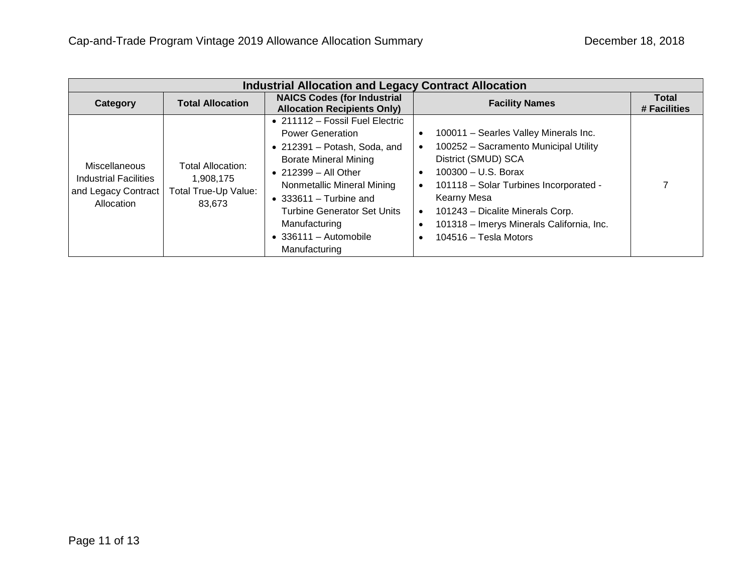| Industrial Allocation and Legacy Contract Allocation | | | | |
|---|---|---|---|---|
| **Category** | **Total Allocation** | **NAICS Codes (for Industrial Allocation Recipients Only)** | **Facility Names** | **Total # Facilities** |
| Miscellaneous Industrial Facilities and Legacy Contract Allocation | Total Allocation: 1,908,175<br>Total True-Up Value: 83,673 | • 211112 – Fossil Fuel Electric Power Generation<br>• 212391 – Potash, Soda, and Borate Mineral Mining<br>• 212399 – All Other Nonmetallic Mineral Mining<br>• 333611 – Turbine and Turbine Generator Set Units Manufacturing<br>• 336111 – Automobile Manufacturing | • 100011 – Searles Valley Minerals Inc.<br>• 100252 – Sacramento Municipal Utility District (SMUD) SCA<br>• 100300 – U.S. Borax<br>• 101118 – Solar Turbines Incorporated - Kearny Mesa<br>• 101243 – Dicalite Minerals Corp.<br>• 101318 – Imerys Minerals California, Inc.<br>• 104516 – Tesla Motors | 7 |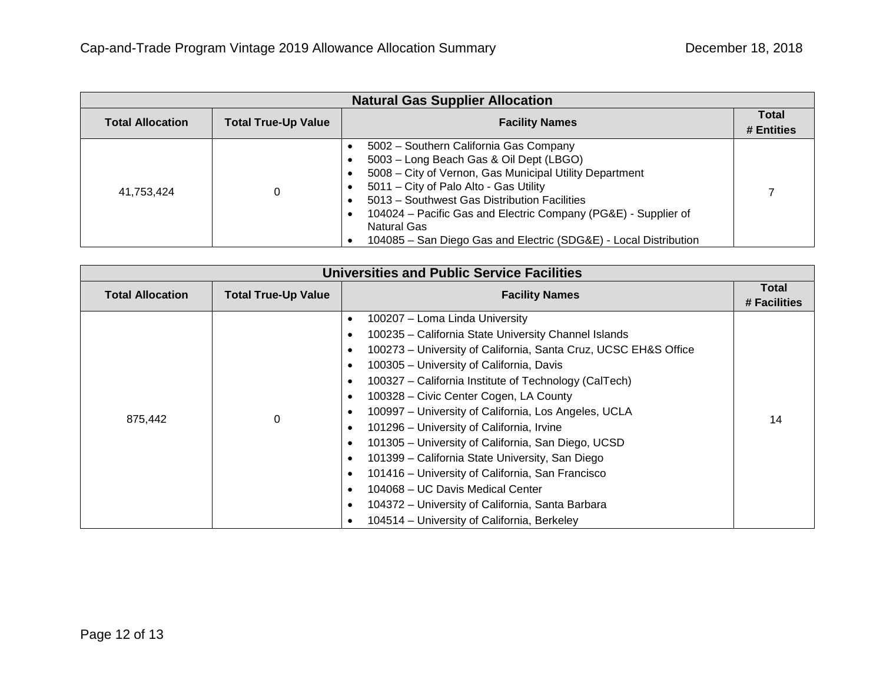| Natural Gas Supplier Allocation | | | |
|---|---|---|---|
| **Total Allocation** | **Total True-Up Value** | **Facility Names** | **Total # Entities** |
| 41,753,424 | 0 | • 5002 – Southern California Gas Company<br>• 5003 – Long Beach Gas & Oil Dept (LBGO)<br>• 5008 – City of Vernon, Gas Municipal Utility Department<br>• 5011 – City of Palo Alto - Gas Utility<br>• 5013 – Southwest Gas Distribution Facilities<br>• 104024 – Pacific Gas and Electric Company (PG&E) - Supplier of Natural Gas<br>• 104085 – San Diego Gas and Electric (SDG&E) - Local Distribution | 7 |

| Universities and Public Service Facilities | | | |
|---|---|---|---|
| **Total Allocation** | **Total True-Up Value** | **Facility Names** | **Total # Facilities** |
| 875,442 | 0 | • 100207 – Loma Linda University<br>• 100235 – California State University Channel Islands<br>• 100273 – University of California, Santa Cruz, UCSC EH&S Office<br>• 100305 – University of California, Davis<br>• 100327 – California Institute of Technology (CalTech)<br>• 100328 – Civic Center Cogen, LA County<br>• 100997 – University of California, Los Angeles, UCLA<br>• 101296 – University of California, Irvine<br>• 101305 – University of California, San Diego, UCSD<br>• 101399 – California State University, San Diego<br>• 101416 – University of California, San Francisco<br>• 104068 – UC Davis Medical Center<br>• 104372 – University of California, Santa Barbara<br>• 104514 – University of California, Berkeley | 14 |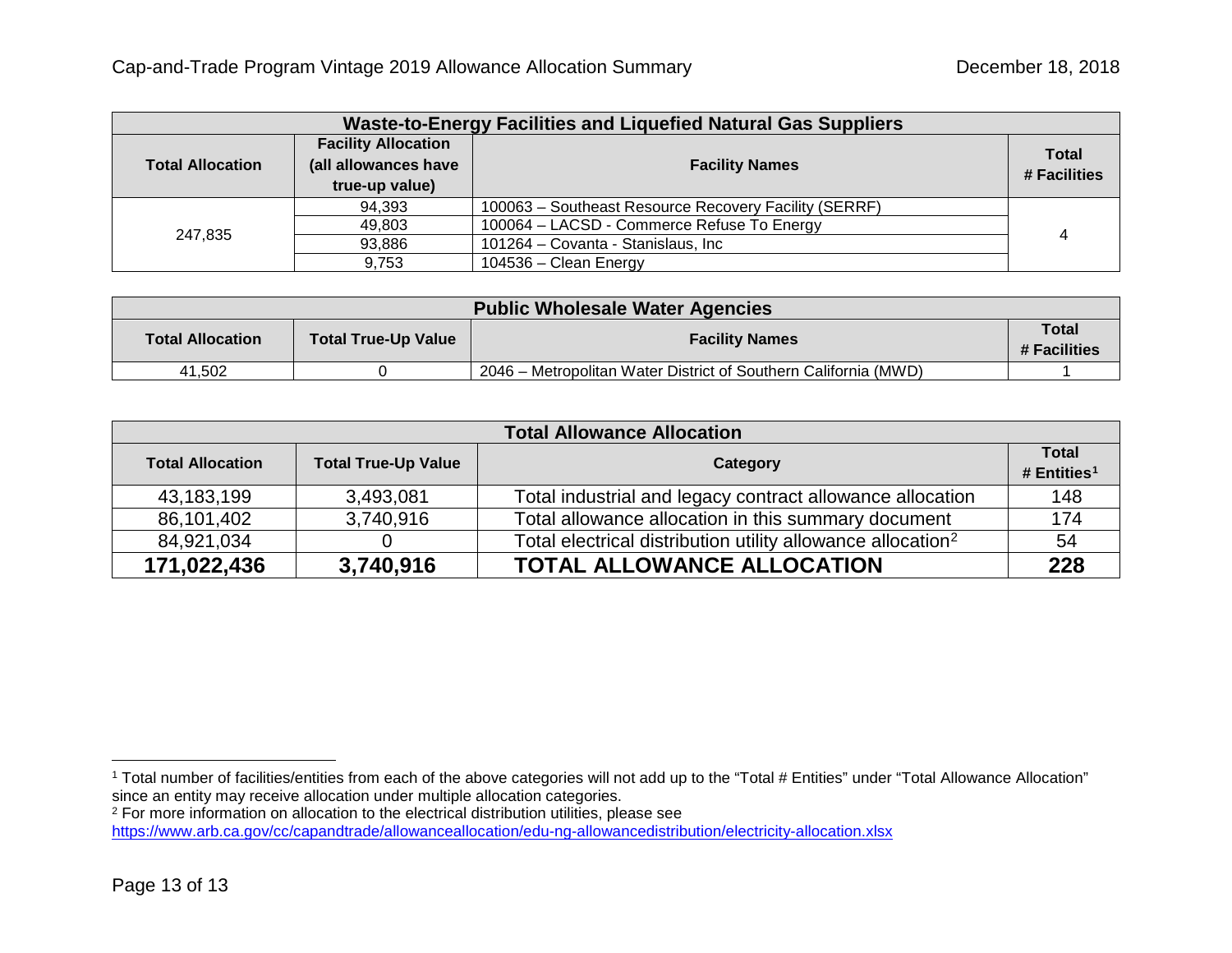| Waste-to-Energy Facilities and Liquefied Natural Gas Suppliers | | | |
|---|---|---|---|
| **Total Allocation** | **Facility Allocation (all allowances have true-up value)** | **Facility Names** | **Total # Facilities** |
| 247,835 | 94,393 | 100063 – Southeast Resource Recovery Facility (SERRF) | 4 |
| | 49,803 | 100064 – LACSD - Commerce Refuse To Energy | |
| | 93,886 | 101264 – Covanta - Stanislaus, Inc | |
| | 9,753 | 104536 – Clean Energy | |

| Public Wholesale Water Agencies | | | |
|---|---|---|---|
| **Total Allocation** | **Total True-Up Value** | **Facility Names** | **Total # Facilities** |
| 41,502 | 0 | 2046 – Metropolitan Water District of Southern California (MWD) | 1 |

| Total Allowance Allocation | | | |
|---|---|---|---|
| **Total Allocation** | **Total True-Up Value** | **Category** | **Total # Entities[1]** |
| 43,183,199 | 3,493,081 | Total industrial and legacy contract allowance allocation | 148 |
| 86,101,402 | 3,740,916 | Total allowance allocation in this summary document | 174 |
| 84,921,034 | 0 | Total electrical distribution utility allowance allocation[2] | 54 |
| **171,022,436** | **3,740,916** | **TOTAL ALLOWANCE ALLOCATION** | **228** |

[1] Total number of facilities/entities from each of the above categories will not add up to the "Total # Entities" under "Total Allowance Allocation" since an entity may receive allocation under multiple allocation categories.

[2] For more information on allocation to the electrical distribution utilities, please see https://www.arb.ca.gov/cc/capandtrade/allowanceallocation/edu-ng-allowancedistribution/electricity-allocation.xlsx